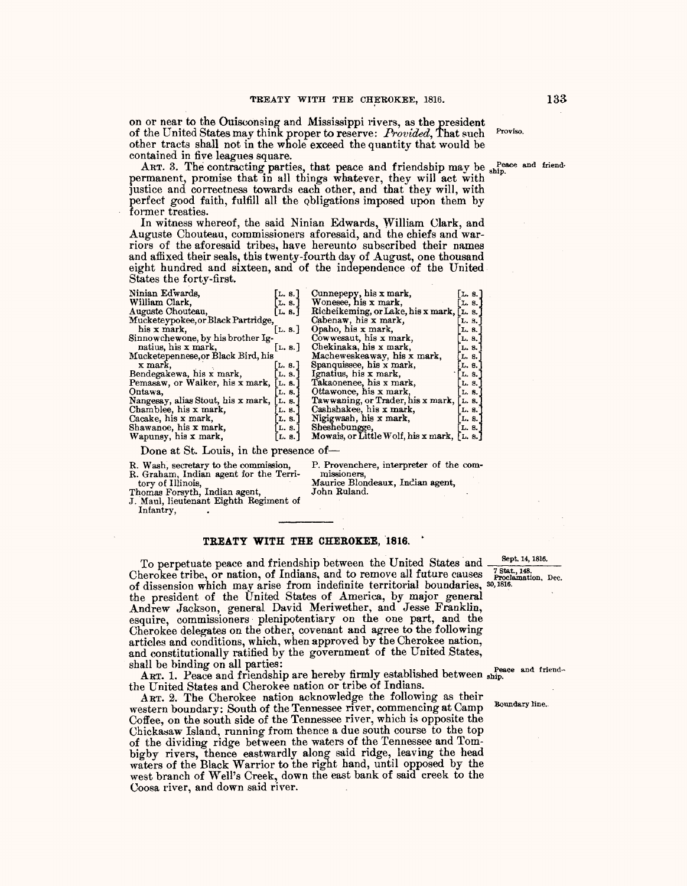on or near to the Ouisconsing and Mississippi rivers, as the president of the United States may think proper to reserve: *Provided*, That such other tracts shall not in the whole exceed the quantity that would be contained in five leagues square.

Proviso.

ART. 3. The contracting parties, that peace and friendship may be permanent, promise that in all things whatever, they will act with justice and correctness towards each other, and that they will, with perfect good faith, fulfill all the obligations imposed upon them by former treaties.

Peace and friendship.

In witness whereof, the said Ninian Edwards, William Clark, and Auguste Chouteau, commissioners aforesaid, and the chiefs and warriors of the aforesaid tribes, have hereunto subscribed their names and affixed their seals, this twenty-fourth day of August, one thousand eight hundred and sixteen, and of the independence of the United States the forty-first.

Ninian Edwards, [L. S.]
William Clark, [L. S.]
Auguste Chouteau, [L. S.]
Mucketeypokee, or Black Partridge, his x mark, [L. S.]
Sinnowchewone, by his brother Ignatius, his x mark, [L. S.]
Mucketepennese, or Black Bird, his x mark, [L. S.]
Bendegakewa, his x mark, [L. S.]
Pemasaw, or Walker, his x mark, [L. S.]
Ontawa, [L. S.]
Nangesay, alias Stout, his x mark, [L. S.]
Chamblee, his x mark, [L. S.]
Cacake, his x mark, [L. S.]
Shawanoe, his x mark, [L. S.]
Wapunsy, his x mark, [L. S.]
Cunnepepy, his x mark, [L. S.]
Wonesee, his x mark, [L. S.]
Richeikeming, or Lake, his x mark, [L. S.]
Cabenaw, his x mark, [L. S.]
Opaho, his x mark, [L. S.]
Cowwesaut, his x mark, [L. S.]
Chekinaka, his x mark, [L. S.]
Macheweskeaway, his x mark, [L. S.]
Spanquissee, his x mark, [L. S.]
Ignatius, his x mark, [L. S.]
Takaonenee, his x mark, [L. S.]
Ottawonce, his x mark, [L. S.]
Tawwaning, or Trader, his x mark, [L. S.]
Cashshakee, his x mark, [L. S.]
Nigigwash, his x mark, [L. S.]
Sheshebungge, [L. S.]
Mowais, or Little Wolf, his x mark, [L. S.]

Done at St. Louis, in the presence of—

R. Wash, secretary to the commission,
R. Graham, Indian agent for the Territory of Illinois,
Thomas Forsyth, Indian agent,
J. Maul, lieutenant Eighth Regiment of Infantry,
P. Provenchere, interpreter of the commissioners,
Maurice Blondeaux, Indian agent,
John Ruland.

## TREATY WITH THE CHEROKEE, 1816.

Sept. 14, 1816.
7 Stat., 148.
Proclamation, Dec. 30, 1816.

To perpetuate peace and friendship between the United States and Cherokee tribe, or nation, of Indians, and to remove all future causes of dissension which may arise from indefinite territorial boundaries, the president of the United States of America, by major general Andrew Jackson, general David Meriwether, and Jesse Franklin, esquire, commissioners plenipotentiary on the one part, and the Cherokee delegates on the other, covenant and agree to the following articles and conditions, which, when approved by the Cherokee nation, and constitutionally ratified by the government of the United States, shall be binding on all parties:

ART. 1. Peace and friendship are hereby firmly established between the United States and Cherokee nation or tribe of Indians.

Peace and friendship.

ART. 2. The Cherokee nation acknowledge the following as their western boundary: South of the Tennessee river, commencing at Camp Coffee, on the south side of the Tennessee river, which is opposite the Chickasaw Island, running from thence a due south course to the top of the dividing ridge between the waters of the Tennessee and Tombigby rivers, thence eastwardly along said ridge, leaving the head waters of the Black Warrior to the right hand, until opposed by the west branch of Well's Creek, down the east bank of said creek to the Coosa river, and down said river.

Boundary line.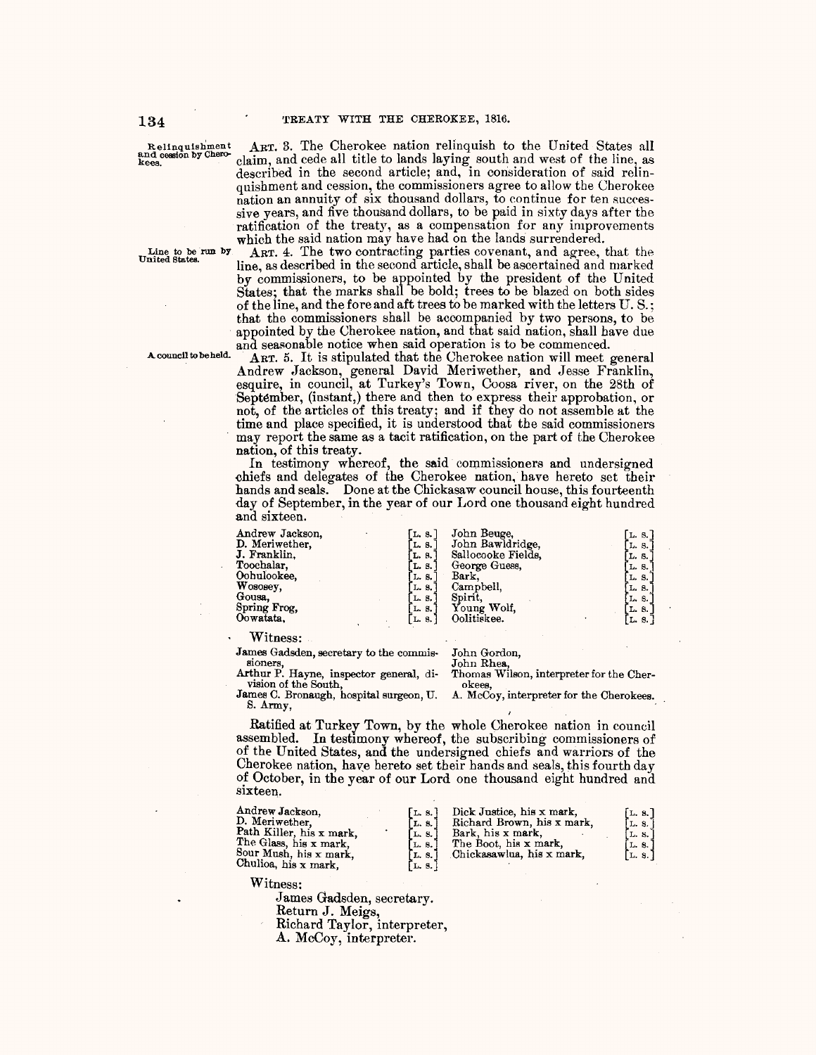Relinquishment and cession by Cherokees.

ART. 3. The Cherokee nation relinquish to the United States all claim, and cede all title to lands laying south and west of the line, as described in the second article; and, in consideration of said relinquishment and cession, the commissioners agree to allow the Cherokee nation an annuity of six thousand dollars, to continue for ten successive years, and five thousand dollars, to be paid in sixty days after the ratification of the treaty, as a compensation for any improvements which the said nation may have had on the lands surrendered.

Line to be run by United States.

ART. 4. The two contracting parties covenant, and agree, that the line, as described in the second article, shall be ascertained and marked by commissioners, to be appointed by the president of the United States; that the marks shall be bold; trees to be blazed on both sides of the line, and the fore and aft trees to be marked with the letters U. S.; that the commissioners shall be accompanied by two persons, to be appointed by the Cherokee nation, and that said nation, shall have due and seasonable notice when said operation is to be commenced.

A council to be held.

ART. 5. It is stipulated that the Cherokee nation will meet general Andrew Jackson, general David Meriwether, and Jesse Franklin, esquire, in council, at Turkey's Town, Coosa river, on the 28th of September, (instant,) there and then to express their approbation, or not, of the articles of this treaty; and if they do not assemble at the time and place specified, it is understood that the said commissioners may report the same as a tacit ratification, on the part of the Cherokee nation, of this treaty.

In testimony whereof, the said commissioners and undersigned chiefs and delegates of the Cherokee nation, have hereto set their hands and seals. Done at the Chickasaw council house, this fourteenth day of September, in the year of our Lord one thousand eight hundred and sixteen.

| | | | |
|---|---|---|---|
| Andrew Jackson, | [L. S.] | John Beuge, | [L. S.] |
| D. Meriwether, | [L. S.] | John Bawldridge, | [L. S.] |
| J. Franklin, | [L. S.] | Sallocooke Fields, | [L. S.] |
| Toochalar, | [L. S.] | George Guess, | [L. S.] |
| Oohulookee, | [L. S.] | Bark, | [L. S.] |
| Wososey, | [L. S.] | Campbell, | [L. S.] |
| Gousa, | [L. S.] | Spirit, | [L. S.] |
| Spring Frog, | [L. S.] | Young Wolf, | [L. S.] |
| Oowatata, | [L. S.] | Oolitiskee. | [L. S.] |

Witness:

James Gadsden, secretary to the commissioners,
Arthur P. Hayne, inspector general, division of the South,
James C. Bronaugh, hospital surgeon, U. S. Army,
John Gordon,
John Rhea,
Thomas Wilson, interpreter for the Cherokees,
A. McCoy, interpreter for the Cherokees.

Ratified at Turkey Town, by the whole Cherokee nation in council assembled. In testimony whereof, the subscribing commissioners of of the United States, and the undersigned chiefs and warriors of the Cherokee nation, have hereto set their hands and seals, this fourth day of October, in the year of our Lord one thousand eight hundred and sixteen.

| | | | |
|---|---|---|---|
| Andrew Jackson, | [L. S.] | Dick Justice, his x mark, | [L. S.] |
| D. Meriwether, | [L. S.] | Richard Brown, his x mark, | [L. S.] |
| Path Killer, his x mark, | [L. S.] | Bark, his x mark, | [L. S.] |
| The Glass, his x mark, | [L. S.] | The Boot, his x mark, | [L. S.] |
| Sour Mush, his x mark, | [L. S.] | Chickasawlua, his x mark, | [L. S.] |
| Chulioa, his x mark, | [L. S.] | | |

Witness:

James Gadsden, secretary.
Return J. Meigs,
Richard Taylor, interpreter,
A. McCoy, interpreter.